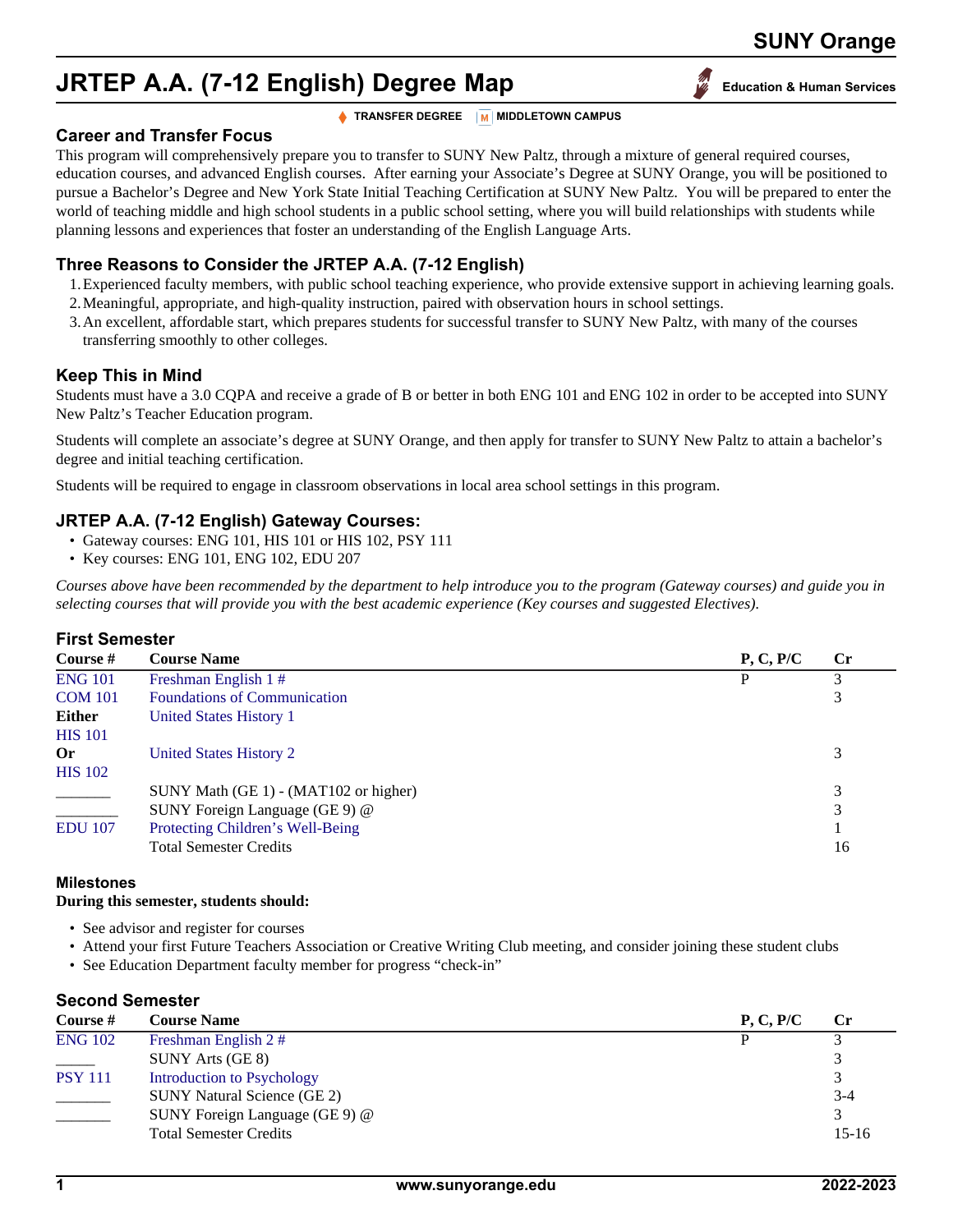# JRTEP A.A. (7-12 English) Degree Map

SUNY Orange

Education & Human Services

TRANSFER DEGREE | MIDDLETOWN CAMPUS

## Career and Transfer Focus

This program will comprehensively prepare you to transfer to SUNY New Paltz, through a mixture of general required courses, education courses, and advanced English courses. After earning your Associate's Degree at SUNY Orange, you will be positioned to pursue a Bachelor's Degree and New York State Initial Teaching Certification at SUNY New Paltz. You will be prepared to enter the world of teaching middle and high school students in a public school setting, where you will build relationships with students while planning lessons and experiences that foster an understanding of the English Language Arts.

## Three Reasons to Consider the JRTEP A.A. (7-12 English)

1. Experienced faculty members, with public school teaching experience, who provide extensive support in achieving learning goals.
2. Meaningful, appropriate, and high-quality instruction, paired with observation hours in school settings.
3. An excellent, affordable start, which prepares students for successful transfer to SUNY New Paltz, with many of the courses transferring smoothly to other colleges.

## Keep This in Mind

Students must have a 3.0 CQPA and receive a grade of B or better in both ENG 101 and ENG 102 in order to be accepted into SUNY New Paltz's Teacher Education program.

Students will complete an associate's degree at SUNY Orange, and then apply for transfer to SUNY New Paltz to attain a bachelor's degree and initial teaching certification.

Students will be required to engage in classroom observations in local area school settings in this program.

## JRTEP A.A. (7-12 English) Gateway Courses:

- Gateway courses: ENG 101, HIS 101 or HIS 102, PSY 111
- Key courses: ENG 101, ENG 102, EDU 207

*Courses above have been recommended by the department to help introduce you to the program (Gateway courses) and guide you in selecting courses that will provide you with the best academic experience (Key courses and suggested Electives).*

## First Semester

| Course # | Course Name | P, C, P/C | Cr |
|---|---|---|---|
| ENG 101 | Freshman English 1 # | P | 3 |
| COM 101 | Foundations of Communication | | 3 |
| Either HIS 101 | United States History 1 | | |
| Or HIS 102 | United States History 2 | | 3 |
| _______ | SUNY Math (GE 1) - (MAT102 or higher) | | 3 |
| ________ | SUNY Foreign Language (GE 9) @ | | 3 |
| EDU 107 | Protecting Children's Well-Being | | 1 |
| | Total Semester Credits | | 16 |

### Milestones

**During this semester, students should:**

- See advisor and register for courses
- Attend your first Future Teachers Association or Creative Writing Club meeting, and consider joining these student clubs
- See Education Department faculty member for progress "check-in"

## Second Semester

| Course # | Course Name | P, C, P/C | Cr |
|---|---|---|---|
| ENG 102 | Freshman English 2 # | P | 3 |
| _____ | SUNY Arts (GE 8) | | 3 |
| PSY 111 | Introduction to Psychology | | 3 |
| _______ | SUNY Natural Science (GE 2) | | 3-4 |
| _______ | SUNY Foreign Language (GE 9) @ | | 3 |
| | Total Semester Credits | | 15-16 |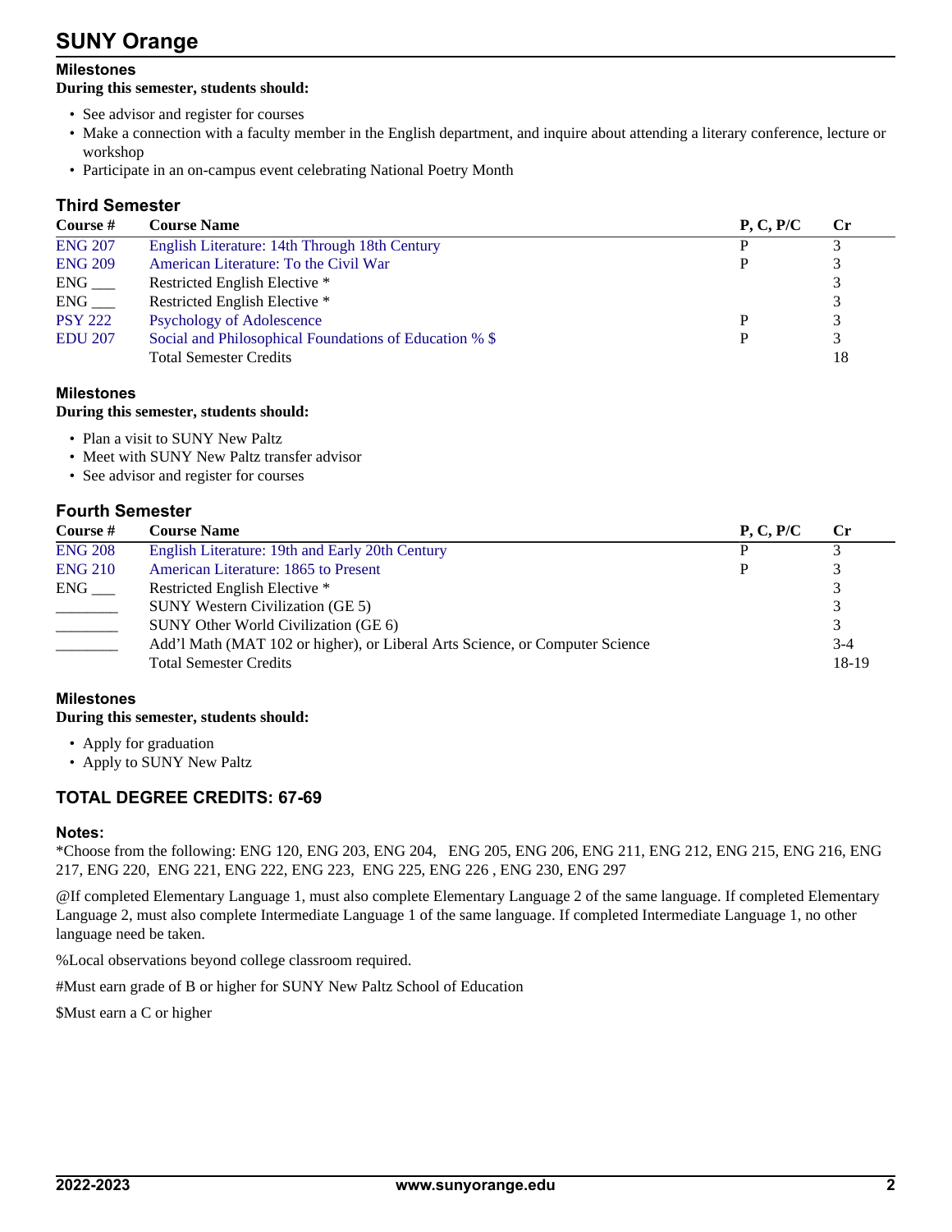# SUNY Orange

### Milestones

**During this semester, students should:**

- See advisor and register for courses
- Make a connection with a faculty member in the English department, and inquire about attending a literary conference, lecture or workshop
- Participate in an on-campus event celebrating National Poetry Month

## Third Semester

| Course # | Course Name | P, C, P/C | Cr |
|---|---|---|---|
| ENG 207 | English Literature: 14th Through 18th Century | P | 3 |
| ENG 209 | American Literature: To the Civil War | P | 3 |
| ENG ___ | Restricted English Elective * | | 3 |
| ENG ___ | Restricted English Elective * | | 3 |
| PSY 222 | Psychology of Adolescence | P | 3 |
| EDU 207 | Social and Philosophical Foundations of Education % $ | P | 3 |
| | Total Semester Credits | | 18 |

### Milestones

**During this semester, students should:**

- Plan a visit to SUNY New Paltz
- Meet with SUNY New Paltz transfer advisor
- See advisor and register for courses

## Fourth Semester

| Course # | Course Name | P, C, P/C | Cr |
|---|---|---|---|
| ENG 208 | English Literature: 19th and Early 20th Century | P | 3 |
| ENG 210 | American Literature: 1865 to Present | P | 3 |
| ENG ___ | Restricted English Elective * | | 3 |
| ________ | SUNY Western Civilization (GE 5) | | 3 |
| ________ | SUNY Other World Civilization (GE 6) | | 3 |
| ________ | Add'l Math (MAT 102 or higher), or Liberal Arts Science, or Computer Science | | 3-4 |
| | Total Semester Credits | | 18-19 |

### Milestones

**During this semester, students should:**

- Apply for graduation
- Apply to SUNY New Paltz

## TOTAL DEGREE CREDITS: 67-69

### Notes:

*Choose from the following: ENG 120, ENG 203, ENG 204, ENG 205, ENG 206, ENG 211, ENG 212, ENG 215, ENG 216, ENG 217, ENG 220, ENG 221, ENG 222, ENG 223, ENG 225, ENG 226 , ENG 230, ENG 297

@If completed Elementary Language 1, must also complete Elementary Language 2 of the same language. If completed Elementary Language 2, must also complete Intermediate Language 1 of the same language. If completed Intermediate Language 1, no other language need be taken.

%Local observations beyond college classroom required.

#Must earn grade of B or higher for SUNY New Paltz School of Education

$Must earn a C or higher